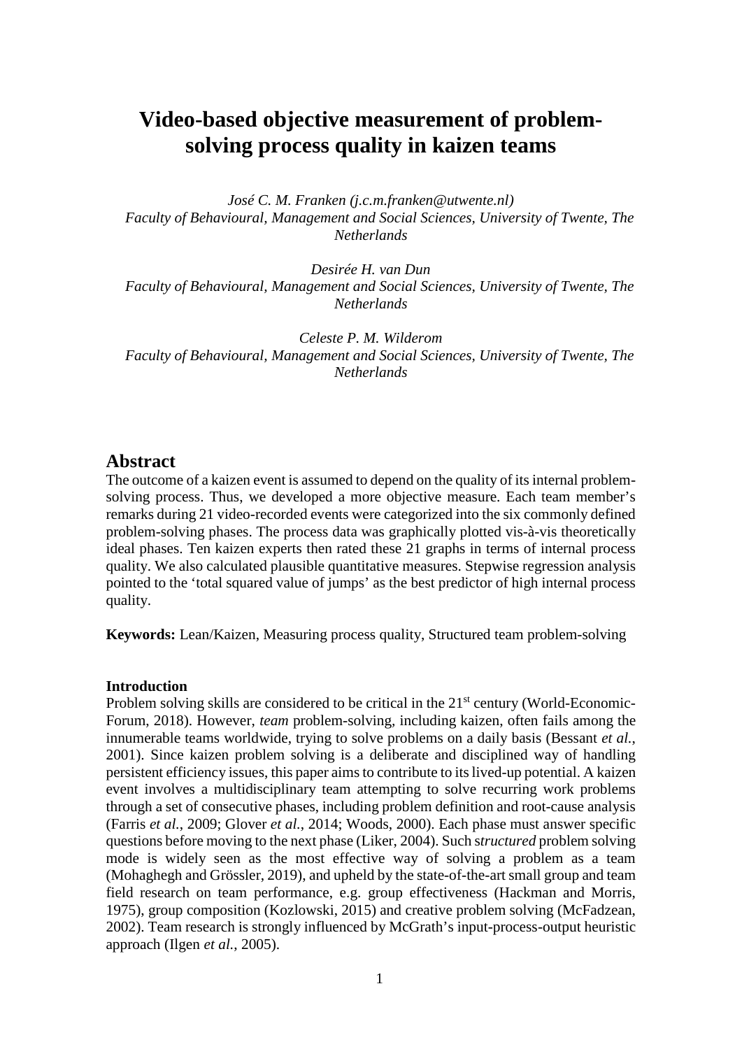# Video-based objective measurement of problem-solving process quality in kaizen teams

*José C. M. Franken (j.c.m.franken@utwente.nl)*
*Faculty of Behavioural, Management and Social Sciences, University of Twente, The Netherlands*

*Desirée H. van Dun*
*Faculty of Behavioural, Management and Social Sciences, University of Twente, The Netherlands*

*Celeste P. M. Wilderom*
*Faculty of Behavioural, Management and Social Sciences, University of Twente, The Netherlands*

## Abstract

The outcome of a kaizen event is assumed to depend on the quality of its internal problem-solving process. Thus, we developed a more objective measure. Each team member's remarks during 21 video-recorded events were categorized into the six commonly defined problem-solving phases. The process data was graphically plotted vis-à-vis theoretically ideal phases. Ten kaizen experts then rated these 21 graphs in terms of internal process quality. We also calculated plausible quantitative measures. Stepwise regression analysis pointed to the 'total squared value of jumps' as the best predictor of high internal process quality.

**Keywords:** Lean/Kaizen, Measuring process quality, Structured team problem-solving

### Introduction

Problem solving skills are considered to be critical in the 21st century (World-Economic-Forum, 2018). However, *team* problem-solving, including kaizen, often fails among the innumerable teams worldwide, trying to solve problems on a daily basis (Bessant *et al.*, 2001). Since kaizen problem solving is a deliberate and disciplined way of handling persistent efficiency issues, this paper aims to contribute to its lived-up potential. A kaizen event involves a multidisciplinary team attempting to solve recurring work problems through a set of consecutive phases, including problem definition and root-cause analysis (Farris *et al.*, 2009; Glover *et al.*, 2014; Woods, 2000). Each phase must answer specific questions before moving to the next phase (Liker, 2004). Such s*tructured* problem solving mode is widely seen as the most effective way of solving a problem as a team (Mohaghegh and Grössler, 2019), and upheld by the state-of-the-art small group and team field research on team performance, e.g. group effectiveness (Hackman and Morris, 1975), group composition (Kozlowski, 2015) and creative problem solving (McFadzean, 2002). Team research is strongly influenced by McGrath's input-process-output heuristic approach (Ilgen *et al.*, 2005).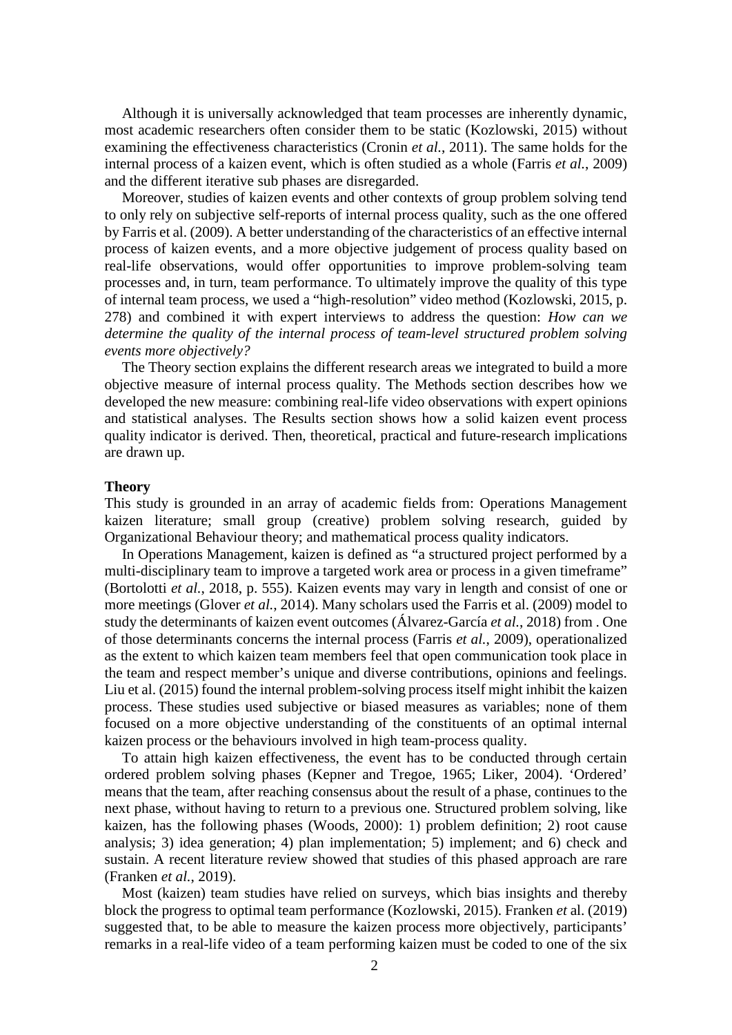Although it is universally acknowledged that team processes are inherently dynamic, most academic researchers often consider them to be static (Kozlowski, 2015) without examining the effectiveness characteristics (Cronin *et al.*, 2011). The same holds for the internal process of a kaizen event, which is often studied as a whole (Farris *et al.*, 2009) and the different iterative sub phases are disregarded.

Moreover, studies of kaizen events and other contexts of group problem solving tend to only rely on subjective self-reports of internal process quality, such as the one offered by Farris et al. (2009). A better understanding of the characteristics of an effective internal process of kaizen events, and a more objective judgement of process quality based on real-life observations, would offer opportunities to improve problem-solving team processes and, in turn, team performance. To ultimately improve the quality of this type of internal team process, we used a "high-resolution" video method (Kozlowski, 2015, p. 278) and combined it with expert interviews to address the question: *How can we determine the quality of the internal process of team-level structured problem solving events more objectively?*

The Theory section explains the different research areas we integrated to build a more objective measure of internal process quality. The Methods section describes how we developed the new measure: combining real-life video observations with expert opinions and statistical analyses. The Results section shows how a solid kaizen event process quality indicator is derived. Then, theoretical, practical and future-research implications are drawn up.

**Theory**

This study is grounded in an array of academic fields from: Operations Management kaizen literature; small group (creative) problem solving research, guided by Organizational Behaviour theory; and mathematical process quality indicators.

In Operations Management, kaizen is defined as "a structured project performed by a multi-disciplinary team to improve a targeted work area or process in a given timeframe" (Bortolotti *et al.*, 2018, p. 555). Kaizen events may vary in length and consist of one or more meetings (Glover *et al.*, 2014). Many scholars used the Farris et al. (2009) model to study the determinants of kaizen event outcomes (Álvarez-García *et al.*, 2018) from . One of those determinants concerns the internal process (Farris *et al.*, 2009), operationalized as the extent to which kaizen team members feel that open communication took place in the team and respect member's unique and diverse contributions, opinions and feelings. Liu et al. (2015) found the internal problem-solving process itself might inhibit the kaizen process. These studies used subjective or biased measures as variables; none of them focused on a more objective understanding of the constituents of an optimal internal kaizen process or the behaviours involved in high team-process quality.

To attain high kaizen effectiveness, the event has to be conducted through certain ordered problem solving phases (Kepner and Tregoe, 1965; Liker, 2004). 'Ordered' means that the team, after reaching consensus about the result of a phase, continues to the next phase, without having to return to a previous one. Structured problem solving, like kaizen, has the following phases (Woods, 2000): 1) problem definition; 2) root cause analysis; 3) idea generation; 4) plan implementation; 5) implement; and 6) check and sustain. A recent literature review showed that studies of this phased approach are rare (Franken *et al.*, 2019).

Most (kaizen) team studies have relied on surveys, which bias insights and thereby block the progress to optimal team performance (Kozlowski, 2015). Franken *et* al. (2019) suggested that, to be able to measure the kaizen process more objectively, participants' remarks in a real-life video of a team performing kaizen must be coded to one of the six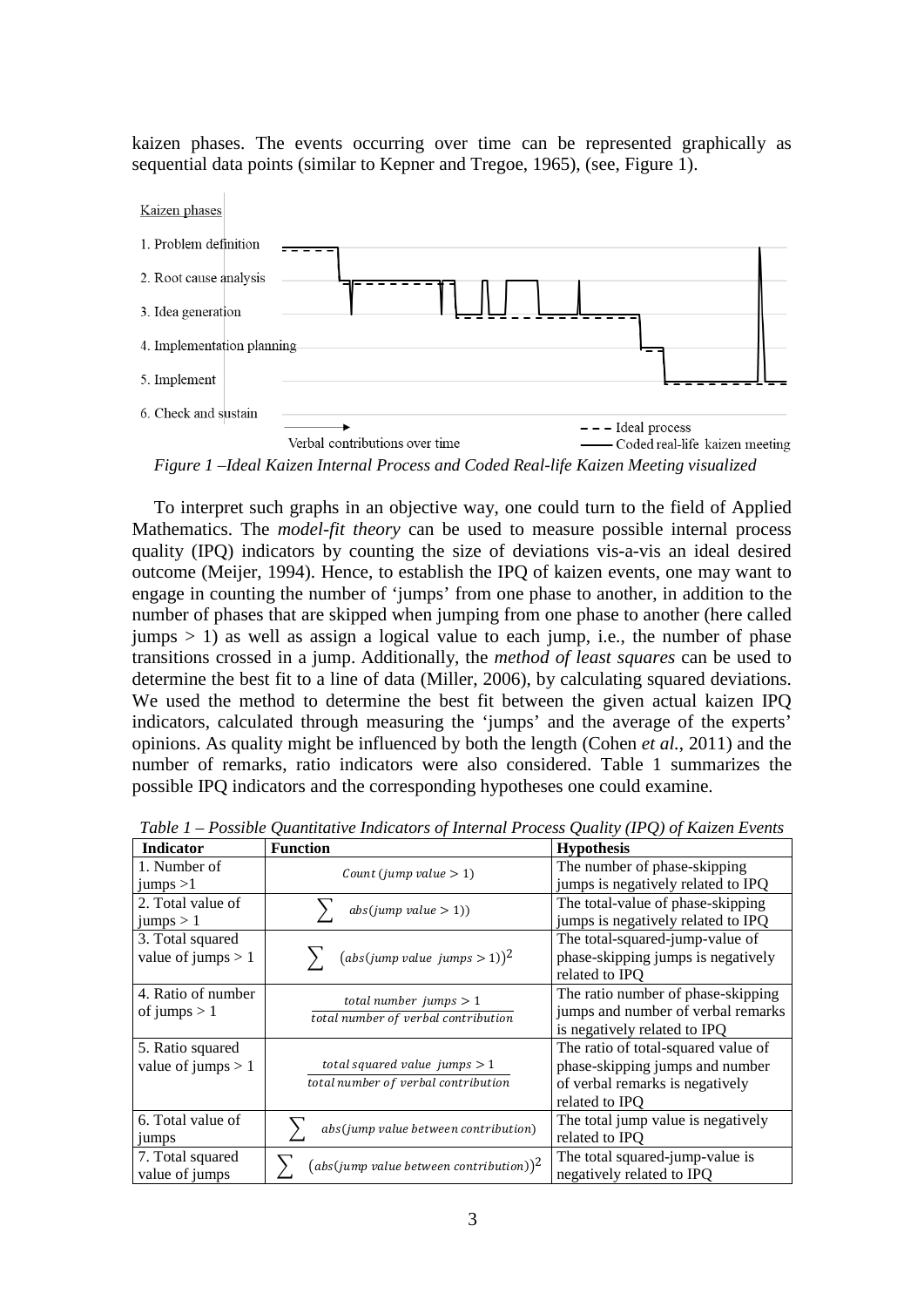kaizen phases. The events occurring over time can be represented graphically as sequential data points (similar to Kepner and Tregoe, 1965), (see, Figure 1).

*Figure 1 –Ideal Kaizen Internal Process and Coded Real-life Kaizen Meeting visualized*

To interpret such graphs in an objective way, one could turn to the field of Applied Mathematics. The *model-fit theory* can be used to measure possible internal process quality (IPQ) indicators by counting the size of deviations vis-a-vis an ideal desired outcome (Meijer, 1994). Hence, to establish the IPQ of kaizen events, one may want to engage in counting the number of 'jumps' from one phase to another, in addition to the number of phases that are skipped when jumping from one phase to another (here called jumps > 1) as well as assign a logical value to each jump, i.e., the number of phase transitions crossed in a jump. Additionally, the *method of least squares* can be used to determine the best fit to a line of data (Miller, 2006), by calculating squared deviations. We used the method to determine the best fit between the given actual kaizen IPQ indicators, calculated through measuring the 'jumps' and the average of the experts' opinions. As quality might be influenced by both the length (Cohen *et al.*, 2011) and the number of remarks, ratio indicators were also considered. Table 1 summarizes the possible IPQ indicators and the corresponding hypotheses one could examine.

*Table 1 – Possible Quantitative Indicators of Internal Process Quality (IPQ) of Kaizen Events*

| Indicator | Function | Hypothesis |
|---|---|---|
| 1. Number of jumps >1 | $Count\ (jump\ value > 1)$ | The number of phase-skipping jumps is negatively related to IPQ |
| 2. Total value of jumps > 1 | $\sum abs(jump\ value > 1))$ | The total-value of phase-skipping jumps is negatively related to IPQ |
| 3. Total squared value of jumps > 1 | $\sum (abs(jump\ value\ \ jumps > 1))^2$ | The total-squared-jump-value of phase-skipping jumps is negatively related to IPQ |
| 4. Ratio of number of jumps > 1 | $\frac{total\ number\ \ jumps > 1}{total\ number\ of\ verbal\ contribution}$ | The ratio number of phase-skipping jumps and number of verbal remarks is negatively related to IPQ |
| 5. Ratio squared value of jumps > 1 | $\frac{total\ squared\ value\ \ jumps > 1}{total\ number\ of\ verbal\ contribution}$ | The ratio of total-squared value of phase-skipping jumps and number of verbal remarks is negatively related to IPQ |
| 6. Total value of jumps | $\sum abs(jump\ value\ between\ contribution)$ | The total jump value is negatively related to IPQ |
| 7. Total squared value of jumps | $\sum (abs(jump\ value\ between\ contribution))^2$ | The total squared-jump-value is negatively related to IPQ |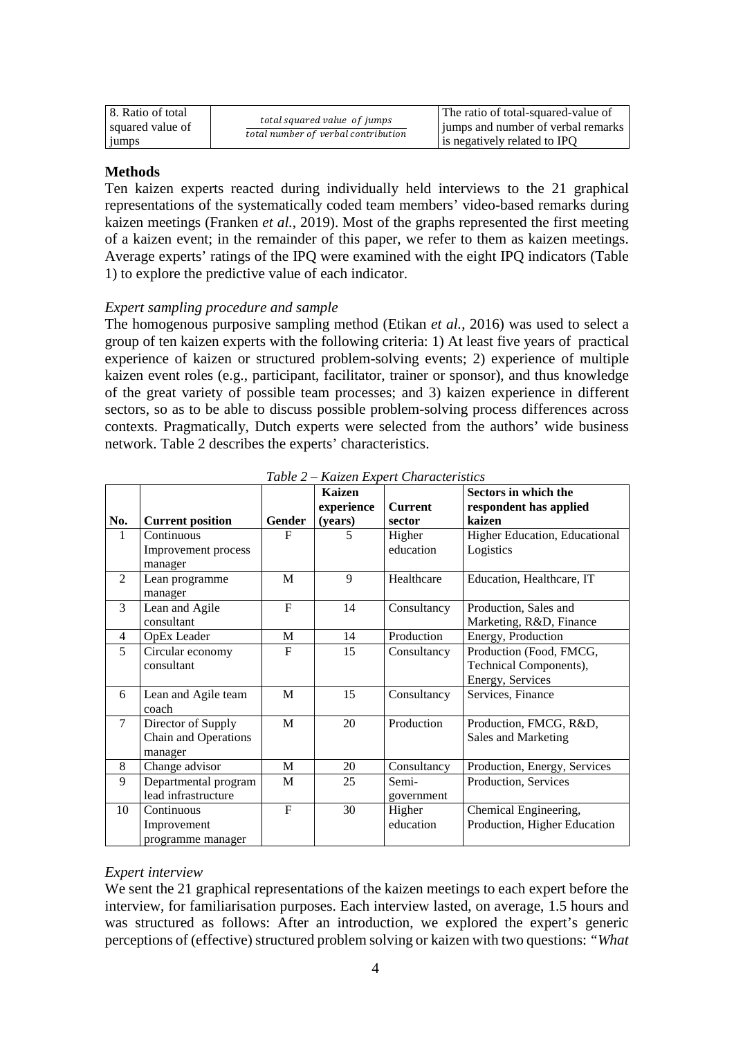| 8. Ratio of total squared value of jumps | $\frac{total\ squared\ value\ of\ jumps}{total\ number\ of\ verbal\ contribution}$ | The ratio of total-squared-value of jumps and number of verbal remarks is negatively related to IPQ |
|---|---|---|

## Methods

Ten kaizen experts reacted during individually held interviews to the 21 graphical representations of the systematically coded team members' video-based remarks during kaizen meetings (Franken *et al.*, 2019). Most of the graphs represented the first meeting of a kaizen event; in the remainder of this paper, we refer to them as kaizen meetings. Average experts' ratings of the IPQ were examined with the eight IPQ indicators (Table 1) to explore the predictive value of each indicator.

### *Expert sampling procedure and sample*

The homogenous purposive sampling method (Etikan *et al.*, 2016) was used to select a group of ten kaizen experts with the following criteria: 1) At least five years of practical experience of kaizen or structured problem-solving events; 2) experience of multiple kaizen event roles (e.g., participant, facilitator, trainer or sponsor), and thus knowledge of the great variety of possible team processes; and 3) kaizen experience in different sectors, so as to be able to discuss possible problem-solving process differences across contexts. Pragmatically, Dutch experts were selected from the authors' wide business network. Table 2 describes the experts' characteristics.

*Table 2 – Kaizen Expert Characteristics*

| No. | Current position | Gender | Kaizen experience (years) | Current sector | Sectors in which the respondent has applied kaizen |
|---|---|---|---|---|---|
| 1 | Continuous Improvement process manager | F | 5 | Higher education | Higher Education, Educational Logistics |
| 2 | Lean programme manager | M | 9 | Healthcare | Education, Healthcare, IT |
| 3 | Lean and Agile consultant | F | 14 | Consultancy | Production, Sales and Marketing, R&D, Finance |
| 4 | OpEx Leader | M | 14 | Production | Energy, Production |
| 5 | Circular economy consultant | F | 15 | Consultancy | Production (Food, FMCG, Technical Components), Energy, Services |
| 6 | Lean and Agile team coach | M | 15 | Consultancy | Services, Finance |
| 7 | Director of Supply Chain and Operations manager | M | 20 | Production | Production, FMCG, R&D, Sales and Marketing |
| 8 | Change advisor | M | 20 | Consultancy | Production, Energy, Services |
| 9 | Departmental program lead infrastructure | M | 25 | Semi-government | Production, Services |
| 10 | Continuous Improvement programme manager | F | 30 | Higher education | Chemical Engineering, Production, Higher Education |

### *Expert interview*

We sent the 21 graphical representations of the kaizen meetings to each expert before the interview, for familiarisation purposes. Each interview lasted, on average, 1.5 hours and was structured as follows: After an introduction, we explored the expert's generic perceptions of (effective) structured problem solving or kaizen with two questions: *"What*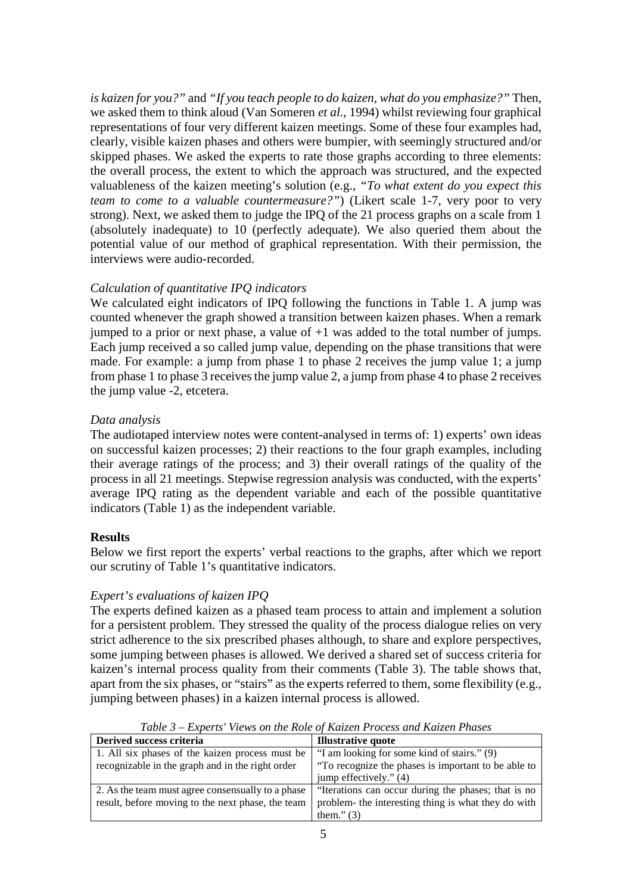*is kaizen for you?"* and *"If you teach people to do kaizen, what do you emphasize?"* Then, we asked them to think aloud (Van Someren *et al.*, 1994) whilst reviewing four graphical representations of four very different kaizen meetings. Some of these four examples had, clearly, visible kaizen phases and others were bumpier, with seemingly structured and/or skipped phases. We asked the experts to rate those graphs according to three elements: the overall process, the extent to which the approach was structured, and the expected valuableness of the kaizen meeting's solution (e.g., *"To what extent do you expect this team to come to a valuable countermeasure?"*) (Likert scale 1-7, very poor to very strong). Next, we asked them to judge the IPQ of the 21 process graphs on a scale from 1 (absolutely inadequate) to 10 (perfectly adequate). We also queried them about the potential value of our method of graphical representation. With their permission, the interviews were audio-recorded.

*Calculation of quantitative IPQ indicators*

We calculated eight indicators of IPQ following the functions in Table 1. A jump was counted whenever the graph showed a transition between kaizen phases. When a remark jumped to a prior or next phase, a value of +1 was added to the total number of jumps. Each jump received a so called jump value, depending on the phase transitions that were made. For example: a jump from phase 1 to phase 2 receives the jump value 1; a jump from phase 1 to phase 3 receives the jump value 2, a jump from phase 4 to phase 2 receives the jump value -2, etcetera.

*Data analysis*

The audiotaped interview notes were content-analysed in terms of: 1) experts' own ideas on successful kaizen processes; 2) their reactions to the four graph examples, including their average ratings of the process; and 3) their overall ratings of the quality of the process in all 21 meetings. Stepwise regression analysis was conducted, with the experts' average IPQ rating as the dependent variable and each of the possible quantitative indicators (Table 1) as the independent variable.

**Results**

Below we first report the experts' verbal reactions to the graphs, after which we report our scrutiny of Table 1's quantitative indicators.

*Expert's evaluations of kaizen IPQ*

The experts defined kaizen as a phased team process to attain and implement a solution for a persistent problem. They stressed the quality of the process dialogue relies on very strict adherence to the six prescribed phases although, to share and explore perspectives, some jumping between phases is allowed. We derived a shared set of success criteria for kaizen's internal process quality from their comments (Table 3). The table shows that, apart from the six phases, or "stairs" as the experts referred to them, some flexibility (e.g., jumping between phases) in a kaizen internal process is allowed.

*Table 3 – Experts' Views on the Role of Kaizen Process and Kaizen Phases*

| **Derived success criteria** | **Illustrative quote** |
|---|---|
| 1. All six phases of the kaizen process must be recognizable in the graph and in the right order | "I am looking for some kind of stairs." (9) "To recognize the phases is important to be able to jump effectively." (4) |
| 2. As the team must agree consensually to a phase result, before moving to the next phase, the team | "Iterations can occur during the phases; that is no problem- the interesting thing is what they do with them." (3) |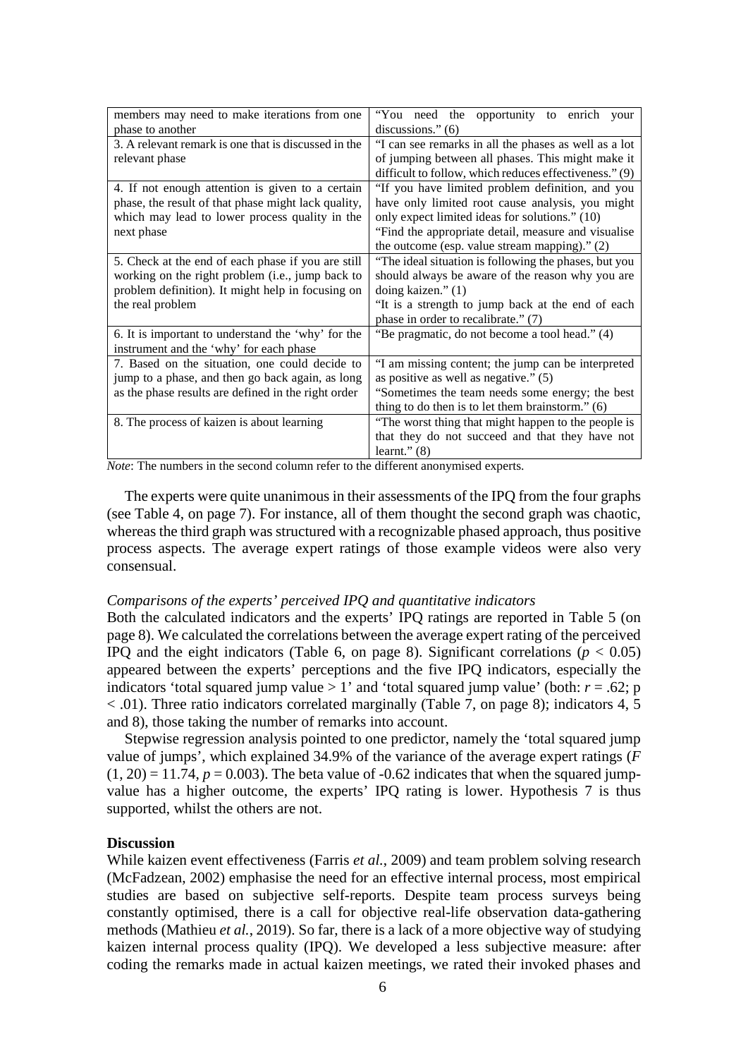| | |
|---|---|
| members may need to make iterations from one phase to another | "You need the opportunity to enrich your discussions." (6) |
| 3. A relevant remark is one that is discussed in the relevant phase | "I can see remarks in all the phases as well as a lot of jumping between all phases. This might make it difficult to follow, which reduces effectiveness." (9) |
| 4. If not enough attention is given to a certain phase, the result of that phase might lack quality, which may lead to lower process quality in the next phase | "If you have limited problem definition, and you have only limited root cause analysis, you might only expect limited ideas for solutions." (10)<br>"Find the appropriate detail, measure and visualise the outcome (esp. value stream mapping)." (2) |
| 5. Check at the end of each phase if you are still working on the right problem (i.e., jump back to problem definition). It might help in focusing on the real problem | "The ideal situation is following the phases, but you should always be aware of the reason why you are doing kaizen." (1)<br>"It is a strength to jump back at the end of each phase in order to recalibrate." (7) |
| 6. It is important to understand the 'why' for the instrument and the 'why' for each phase | "Be pragmatic, do not become a tool head." (4) |
| 7. Based on the situation, one could decide to jump to a phase, and then go back again, as long as the phase results are defined in the right order | "I am missing content; the jump can be interpreted as positive as well as negative." (5)<br>"Sometimes the team needs some energy; the best thing to do then is to let them brainstorm." (6) |
| 8. The process of kaizen is about learning | "The worst thing that might happen to the people is that they do not succeed and that they have not learnt." (8) |

*Note*: The numbers in the second column refer to the different anonymised experts.

The experts were quite unanimous in their assessments of the IPQ from the four graphs (see Table 4, on page 7). For instance, all of them thought the second graph was chaotic, whereas the third graph was structured with a recognizable phased approach, thus positive process aspects. The average expert ratings of those example videos were also very consensual.

*Comparisons of the experts' perceived IPQ and quantitative indicators*

Both the calculated indicators and the experts' IPQ ratings are reported in Table 5 (on page 8). We calculated the correlations between the average expert rating of the perceived IPQ and the eight indicators (Table 6, on page 8). Significant correlations ($p < 0.05$) appeared between the experts' perceptions and the five IPQ indicators, especially the indicators 'total squared jump value > 1' and 'total squared jump value' (both: $r = .62$; $p < .01$). Three ratio indicators correlated marginally (Table 7, on page 8); indicators 4, 5 and 8), those taking the number of remarks into account.

Stepwise regression analysis pointed to one predictor, namely the 'total squared jump value of jumps', which explained 34.9% of the variance of the average expert ratings ($F(1, 20) = 11.74$, $p = 0.003$). The beta value of -0.62 indicates that when the squared jump-value has a higher outcome, the experts' IPQ rating is lower. Hypothesis 7 is thus supported, whilst the others are not.

**Discussion**

While kaizen event effectiveness (Farris *et al.*, 2009) and team problem solving research (McFadzean, 2002) emphasise the need for an effective internal process, most empirical studies are based on subjective self-reports. Despite team process surveys being constantly optimised, there is a call for objective real-life observation data-gathering methods (Mathieu *et al.*, 2019). So far, there is a lack of a more objective way of studying kaizen internal process quality (IPQ). We developed a less subjective measure: after coding the remarks made in actual kaizen meetings, we rated their invoked phases and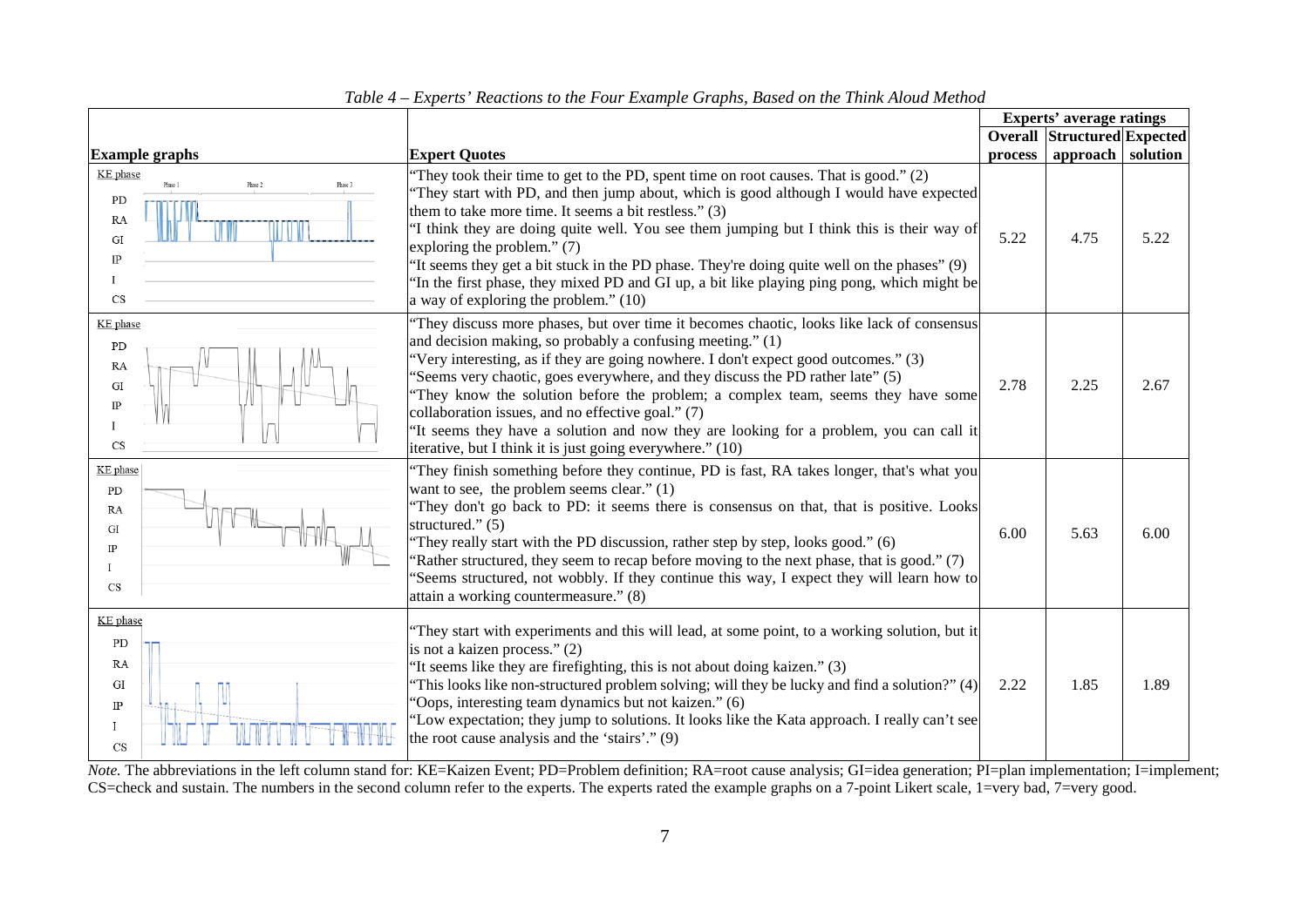*Table 4 – Experts' Reactions to the Four Example Graphs, Based on the Think Aloud Method*

| Example graphs | Expert Quotes | Experts' average ratings | | |
|---|---|---|---|---|
| | | **Overall process** | **Structured approach** | **Expected solution** |
| | "They took their time to get to the PD, spent time on root causes. That is good." (2) "They start with PD, and then jump about, which is good although I would have expected them to take more time. It seems a bit restless." (3) "I think they are doing quite well. You see them jumping but I think this is their way of exploring the problem." (7) "It seems they get a bit stuck in the PD phase. They're doing quite well on the phases" (9) "In the first phase, they mixed PD and GI up, a bit like playing ping pong, which might be a way of exploring the problem." (10) | 5.22 | 4.75 | 5.22 |
| | "They discuss more phases, but over time it becomes chaotic, looks like lack of consensus and decision making, so probably a confusing meeting." (1) "Very interesting, as if they are going nowhere. I don't expect good outcomes." (3) "Seems very chaotic, goes everywhere, and they discuss the PD rather late" (5) "They know the solution before the problem; a complex team, seems they have some collaboration issues, and no effective goal." (7) "It seems they have a solution and now they are looking for a problem, you can call it iterative, but I think it is just going everywhere." (10) | 2.78 | 2.25 | 2.67 |
| | "They finish something before they continue, PD is fast, RA takes longer, that's what you want to see, the problem seems clear." (1) "They don't go back to PD: it seems there is consensus on that, that is positive. Looks structured." (5) "They really start with the PD discussion, rather step by step, looks good." (6) "Rather structured, they seem to recap before moving to the next phase, that is good." (7) "Seems structured, not wobbly. If they continue this way, I expect they will learn how to attain a working countermeasure." (8) | 6.00 | 5.63 | 6.00 |
| | "They start with experiments and this will lead, at some point, to a working solution, but it is not a kaizen process." (2) "It seems like they are firefighting, this is not about doing kaizen." (3) "This looks like non-structured problem solving; will they be lucky and find a solution?" (4) "Oops, interesting team dynamics but not kaizen." (6) "Low expectation; they jump to solutions. It looks like the Kata approach. I really can't see the root cause analysis and the 'stairs'." (9) | 2.22 | 1.85 | 1.89 |

*Note.* The abbreviations in the left column stand for: KE=Kaizen Event; PD=Problem definition; RA=root cause analysis; GI=idea generation; PI=plan implementation; I=implement; CS=check and sustain. The numbers in the second column refer to the experts. The experts rated the example graphs on a 7-point Likert scale, 1=very bad, 7=very good.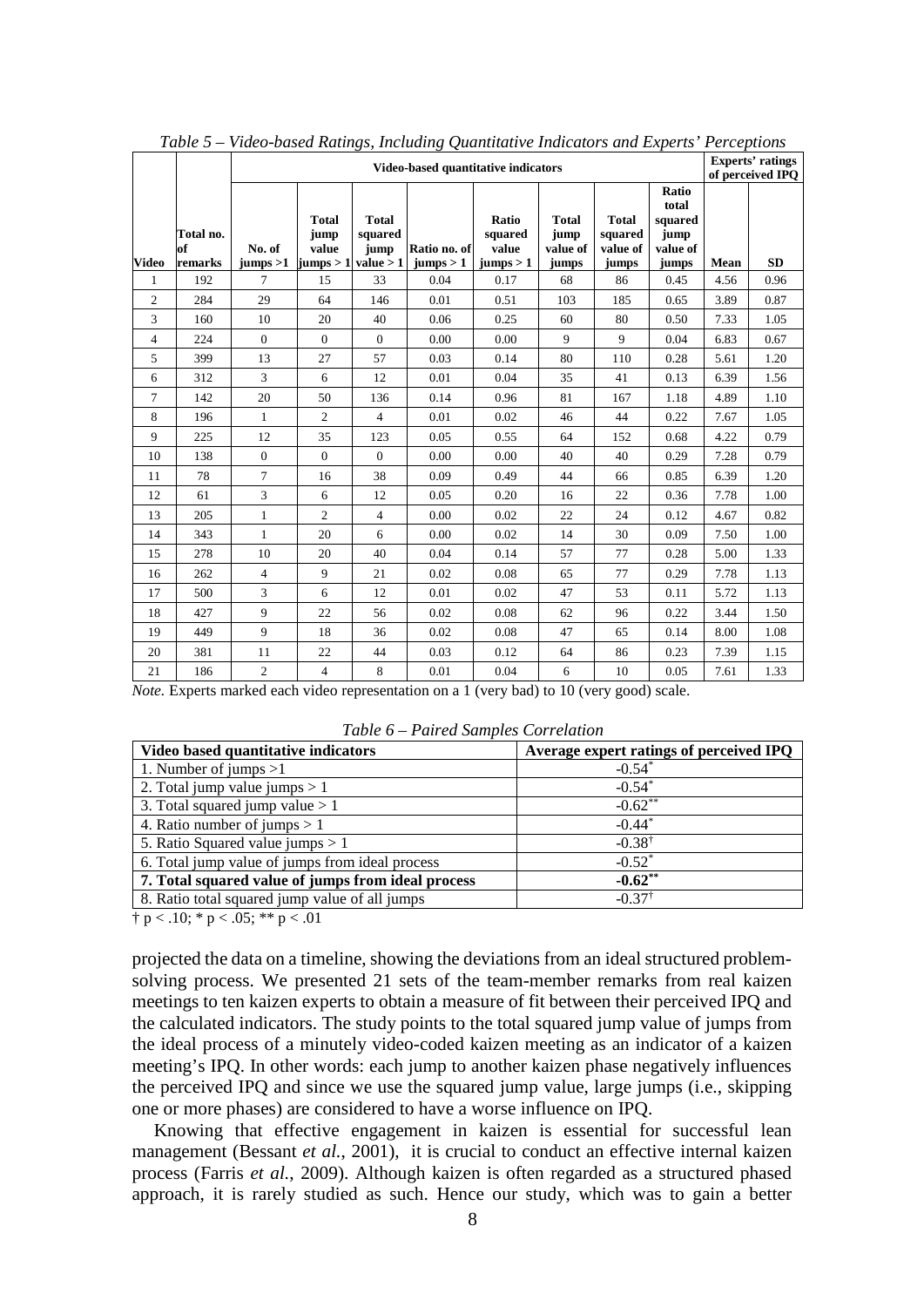*Table 5 – Video-based Ratings, Including Quantitative Indicators and Experts' Perceptions*

| | | Video-based quantitative indicators | | | | | | | | Experts' ratings of perceived IPQ | |
|---|---|---|---|---|---|---|---|---|---|---|---|
| Video | Total no. of remarks | No. of jumps >1 | Total jump value jumps > 1 | Total squared jump value > 1 | Ratio no. of jumps > 1 | Ratio squared value jumps > 1 | Total jump value of jumps | Total squared value of jumps | Ratio total squared jump value of jumps | Mean | SD |
| 1 | 192 | 7 | 15 | 33 | 0.04 | 0.17 | 68 | 86 | 0.45 | 4.56 | 0.96 |
| 2 | 284 | 29 | 64 | 146 | 0.01 | 0.51 | 103 | 185 | 0.65 | 3.89 | 0.87 |
| 3 | 160 | 10 | 20 | 40 | 0.06 | 0.25 | 60 | 80 | 0.50 | 7.33 | 1.05 |
| 4 | 224 | 0 | 0 | 0 | 0.00 | 0.00 | 9 | 9 | 0.04 | 6.83 | 0.67 |
| 5 | 399 | 13 | 27 | 57 | 0.03 | 0.14 | 80 | 110 | 0.28 | 5.61 | 1.20 |
| 6 | 312 | 3 | 6 | 12 | 0.01 | 0.04 | 35 | 41 | 0.13 | 6.39 | 1.56 |
| 7 | 142 | 20 | 50 | 136 | 0.14 | 0.96 | 81 | 167 | 1.18 | 4.89 | 1.10 |
| 8 | 196 | 1 | 2 | 4 | 0.01 | 0.02 | 46 | 44 | 0.22 | 7.67 | 1.05 |
| 9 | 225 | 12 | 35 | 123 | 0.05 | 0.55 | 64 | 152 | 0.68 | 4.22 | 0.79 |
| 10 | 138 | 0 | 0 | 0 | 0.00 | 0.00 | 40 | 40 | 0.29 | 7.28 | 0.79 |
| 11 | 78 | 7 | 16 | 38 | 0.09 | 0.49 | 44 | 66 | 0.85 | 6.39 | 1.20 |
| 12 | 61 | 3 | 6 | 12 | 0.05 | 0.20 | 16 | 22 | 0.36 | 7.78 | 1.00 |
| 13 | 205 | 1 | 2 | 4 | 0.00 | 0.02 | 22 | 24 | 0.12 | 4.67 | 0.82 |
| 14 | 343 | 1 | 20 | 6 | 0.00 | 0.02 | 14 | 30 | 0.09 | 7.50 | 1.00 |
| 15 | 278 | 10 | 20 | 40 | 0.04 | 0.14 | 57 | 77 | 0.28 | 5.00 | 1.33 |
| 16 | 262 | 4 | 9 | 21 | 0.02 | 0.08 | 65 | 77 | 0.29 | 7.78 | 1.13 |
| 17 | 500 | 3 | 6 | 12 | 0.01 | 0.02 | 47 | 53 | 0.11 | 5.72 | 1.13 |
| 18 | 427 | 9 | 22 | 56 | 0.02 | 0.08 | 62 | 96 | 0.22 | 3.44 | 1.50 |
| 19 | 449 | 9 | 18 | 36 | 0.02 | 0.08 | 47 | 65 | 0.14 | 8.00 | 1.08 |
| 20 | 381 | 11 | 22 | 44 | 0.03 | 0.12 | 64 | 86 | 0.23 | 7.39 | 1.15 |
| 21 | 186 | 2 | 4 | 8 | 0.01 | 0.04 | 6 | 10 | 0.05 | 7.61 | 1.33 |

*Note.* Experts marked each video representation on a 1 (very bad) to 10 (very good) scale.

*Table 6 – Paired Samples Correlation*

| Video based quantitative indicators | Average expert ratings of perceived IPQ |
|---|---|
| 1. Number of jumps >1 | -0.54* |
| 2. Total jump value jumps > 1 | -0.54* |
| 3. Total squared jump value > 1 | -0.62** |
| 4. Ratio number of jumps > 1 | -0.44* |
| 5. Ratio Squared value jumps > 1 | -0.38† |
| 6. Total jump value of jumps from ideal process | -0.52* |
| **7. Total squared value of jumps from ideal process** | **-0.62**** |
| 8. Ratio total squared jump value of all jumps | -0.37† |

† $p < .10$; * $p < .05$; ** $p < .01$

projected the data on a timeline, showing the deviations from an ideal structured problem-solving process. We presented 21 sets of the team-member remarks from real kaizen meetings to ten kaizen experts to obtain a measure of fit between their perceived IPQ and the calculated indicators. The study points to the total squared jump value of jumps from the ideal process of a minutely video-coded kaizen meeting as an indicator of a kaizen meeting's IPQ. In other words: each jump to another kaizen phase negatively influences the perceived IPQ and since we use the squared jump value, large jumps (i.e., skipping one or more phases) are considered to have a worse influence on IPQ.

Knowing that effective engagement in kaizen is essential for successful lean management (Bessant *et al.*, 2001), it is crucial to conduct an effective internal kaizen process (Farris *et al.*, 2009). Although kaizen is often regarded as a structured phased approach, it is rarely studied as such. Hence our study, which was to gain a better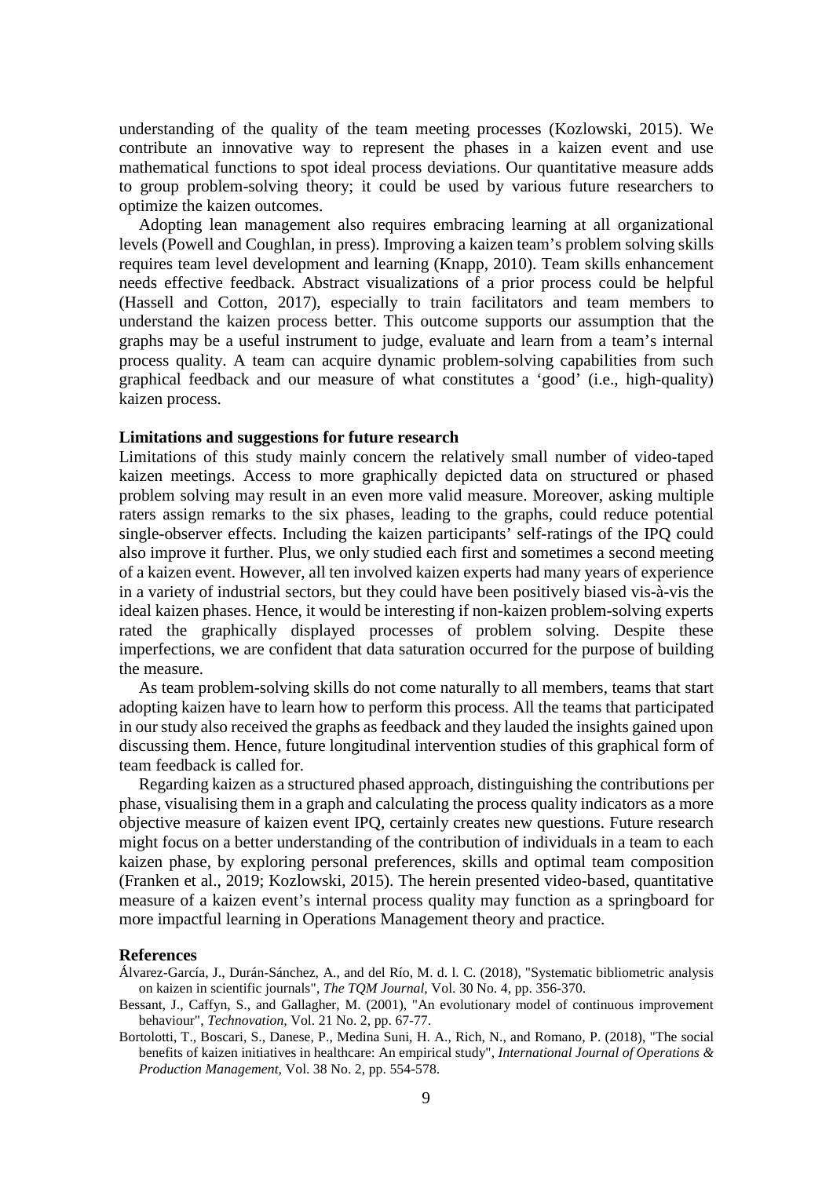understanding of the quality of the team meeting processes (Kozlowski, 2015). We contribute an innovative way to represent the phases in a kaizen event and use mathematical functions to spot ideal process deviations. Our quantitative measure adds to group problem-solving theory; it could be used by various future researchers to optimize the kaizen outcomes.

Adopting lean management also requires embracing learning at all organizational levels (Powell and Coughlan, in press). Improving a kaizen team's problem solving skills requires team level development and learning (Knapp, 2010). Team skills enhancement needs effective feedback. Abstract visualizations of a prior process could be helpful (Hassell and Cotton, 2017), especially to train facilitators and team members to understand the kaizen process better. This outcome supports our assumption that the graphs may be a useful instrument to judge, evaluate and learn from a team's internal process quality. A team can acquire dynamic problem-solving capabilities from such graphical feedback and our measure of what constitutes a 'good' (i.e., high-quality) kaizen process.

### Limitations and suggestions for future research

Limitations of this study mainly concern the relatively small number of video-taped kaizen meetings. Access to more graphically depicted data on structured or phased problem solving may result in an even more valid measure. Moreover, asking multiple raters assign remarks to the six phases, leading to the graphs, could reduce potential single-observer effects. Including the kaizen participants' self-ratings of the IPQ could also improve it further. Plus, we only studied each first and sometimes a second meeting of a kaizen event. However, all ten involved kaizen experts had many years of experience in a variety of industrial sectors, but they could have been positively biased vis-à-vis the ideal kaizen phases. Hence, it would be interesting if non-kaizen problem-solving experts rated the graphically displayed processes of problem solving. Despite these imperfections, we are confident that data saturation occurred for the purpose of building the measure.

As team problem-solving skills do not come naturally to all members, teams that start adopting kaizen have to learn how to perform this process. All the teams that participated in our study also received the graphs as feedback and they lauded the insights gained upon discussing them. Hence, future longitudinal intervention studies of this graphical form of team feedback is called for.

Regarding kaizen as a structured phased approach, distinguishing the contributions per phase, visualising them in a graph and calculating the process quality indicators as a more objective measure of kaizen event IPQ, certainly creates new questions. Future research might focus on a better understanding of the contribution of individuals in a team to each kaizen phase, by exploring personal preferences, skills and optimal team composition (Franken et al., 2019; Kozlowski, 2015). The herein presented video-based, quantitative measure of a kaizen event's internal process quality may function as a springboard for more impactful learning in Operations Management theory and practice.

### References

Álvarez-García, J., Durán-Sánchez, A., and del Río, M. d. l. C. (2018), "Systematic bibliometric analysis on kaizen in scientific journals", *The TQM Journal*, Vol. 30 No. 4, pp. 356-370.

Bessant, J., Caffyn, S., and Gallagher, M. (2001), "An evolutionary model of continuous improvement behaviour", *Technovation*, Vol. 21 No. 2, pp. 67-77.

Bortolotti, T., Boscari, S., Danese, P., Medina Suni, H. A., Rich, N., and Romano, P. (2018), "The social benefits of kaizen initiatives in healthcare: An empirical study", *International Journal of Operations & Production Management*, Vol. 38 No. 2, pp. 554-578.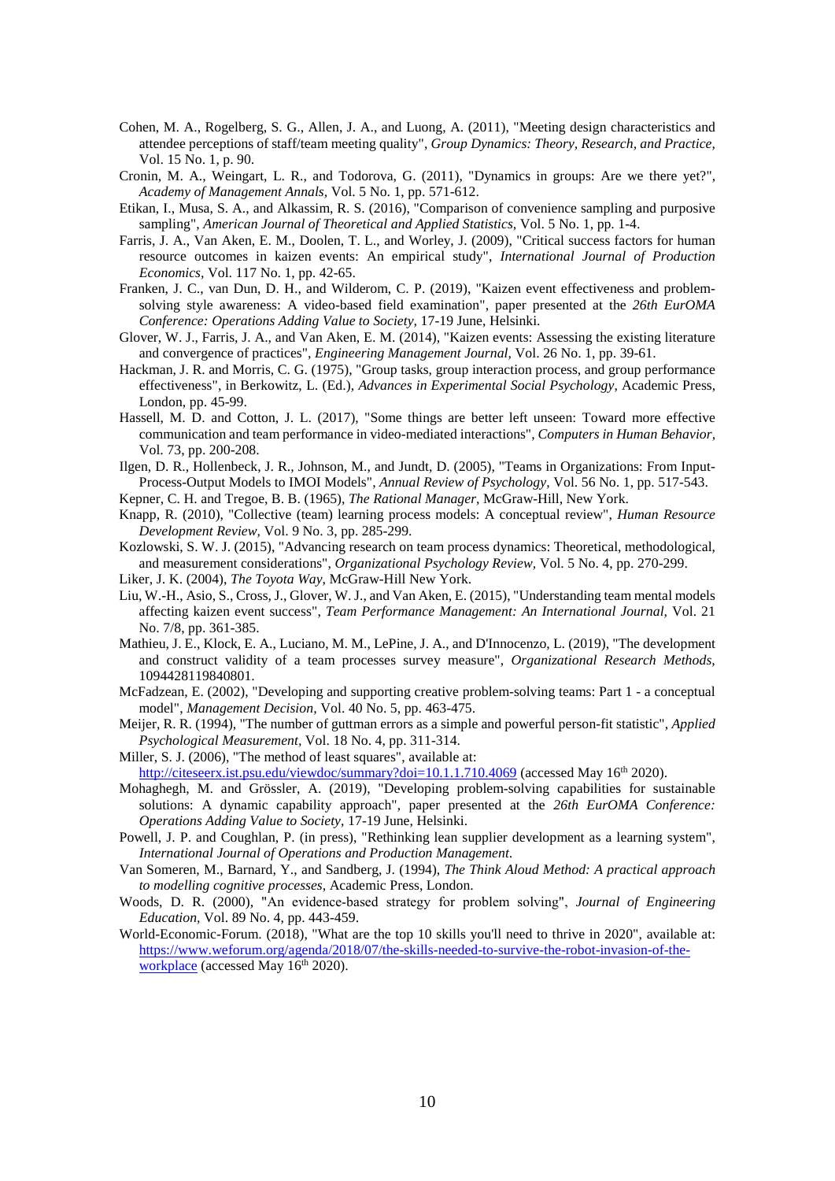Cohen, M. A., Rogelberg, S. G., Allen, J. A., and Luong, A. (2011), "Meeting design characteristics and attendee perceptions of staff/team meeting quality", *Group Dynamics: Theory, Research, and Practice,* Vol. 15 No. 1, p. 90.

Cronin, M. A., Weingart, L. R., and Todorova, G. (2011), "Dynamics in groups: Are we there yet?", *Academy of Management Annals,* Vol. 5 No. 1, pp. 571-612.

Etikan, I., Musa, S. A., and Alkassim, R. S. (2016), "Comparison of convenience sampling and purposive sampling", *American Journal of Theoretical and Applied Statistics,* Vol. 5 No. 1, pp. 1-4.

Farris, J. A., Van Aken, E. M., Doolen, T. L., and Worley, J. (2009), "Critical success factors for human resource outcomes in kaizen events: An empirical study", *International Journal of Production Economics,* Vol. 117 No. 1, pp. 42-65.

Franken, J. C., van Dun, D. H., and Wilderom, C. P. (2019), "Kaizen event effectiveness and problem-solving style awareness: A video-based field examination", paper presented at the *26th EurOMA Conference: Operations Adding Value to Society,* 17-19 June, Helsinki.

Glover, W. J., Farris, J. A., and Van Aken, E. M. (2014), "Kaizen events: Assessing the existing literature and convergence of practices", *Engineering Management Journal,* Vol. 26 No. 1, pp. 39-61.

Hackman, J. R. and Morris, C. G. (1975), "Group tasks, group interaction process, and group performance effectiveness", in Berkowitz, L. (Ed.), *Advances in Experimental Social Psychology,* Academic Press, London, pp. 45-99.

Hassell, M. D. and Cotton, J. L. (2017), "Some things are better left unseen: Toward more effective communication and team performance in video-mediated interactions", *Computers in Human Behavior,* Vol. 73, pp. 200-208.

Ilgen, D. R., Hollenbeck, J. R., Johnson, M., and Jundt, D. (2005), "Teams in Organizations: From Input-Process-Output Models to IMOI Models", *Annual Review of Psychology,* Vol. 56 No. 1, pp. 517-543.

Kepner, C. H. and Tregoe, B. B. (1965), *The Rational Manager,* McGraw-Hill, New York.

Knapp, R. (2010), "Collective (team) learning process models: A conceptual review", *Human Resource Development Review,* Vol. 9 No. 3, pp. 285-299.

Kozlowski, S. W. J. (2015), "Advancing research on team process dynamics: Theoretical, methodological, and measurement considerations", *Organizational Psychology Review,* Vol. 5 No. 4, pp. 270-299.

Liker, J. K. (2004), *The Toyota Way,* McGraw-Hill New York.

Liu, W.-H., Asio, S., Cross, J., Glover, W. J., and Van Aken, E. (2015), "Understanding team mental models affecting kaizen event success", *Team Performance Management: An International Journal,* Vol. 21 No. 7/8, pp. 361-385.

Mathieu, J. E., Klock, E. A., Luciano, M. M., LePine, J. A., and D'Innocenzo, L. (2019), "The development and construct validity of a team processes survey measure", *Organizational Research Methods,* 1094428119840801.

McFadzean, E. (2002), "Developing and supporting creative problem-solving teams: Part 1 - a conceptual model", *Management Decision,* Vol. 40 No. 5, pp. 463-475.

Meijer, R. R. (1994), "The number of guttman errors as a simple and powerful person-fit statistic", *Applied Psychological Measurement,* Vol. 18 No. 4, pp. 311-314.

Miller, S. J. (2006), "The method of least squares", available at: http://citeseerx.ist.psu.edu/viewdoc/summary?doi=10.1.1.710.4069 (accessed May 16th 2020).

Mohaghegh, M. and Grössler, A. (2019), "Developing problem-solving capabilities for sustainable solutions: A dynamic capability approach", paper presented at the *26th EurOMA Conference: Operations Adding Value to Society,* 17-19 June, Helsinki.

Powell, J. P. and Coughlan, P. (in press), "Rethinking lean supplier development as a learning system", *International Journal of Operations and Production Management.*

Van Someren, M., Barnard, Y., and Sandberg, J. (1994), *The Think Aloud Method: A practical approach to modelling cognitive processes,* Academic Press, London.

Woods, D. R. (2000), "An evidence-based strategy for problem solving", *Journal of Engineering Education,* Vol. 89 No. 4, pp. 443-459.

World-Economic-Forum. (2018), "What are the top 10 skills you'll need to thrive in 2020", available at: https://www.weforum.org/agenda/2018/07/the-skills-needed-to-survive-the-robot-invasion-of-the-workplace (accessed May 16th 2020).